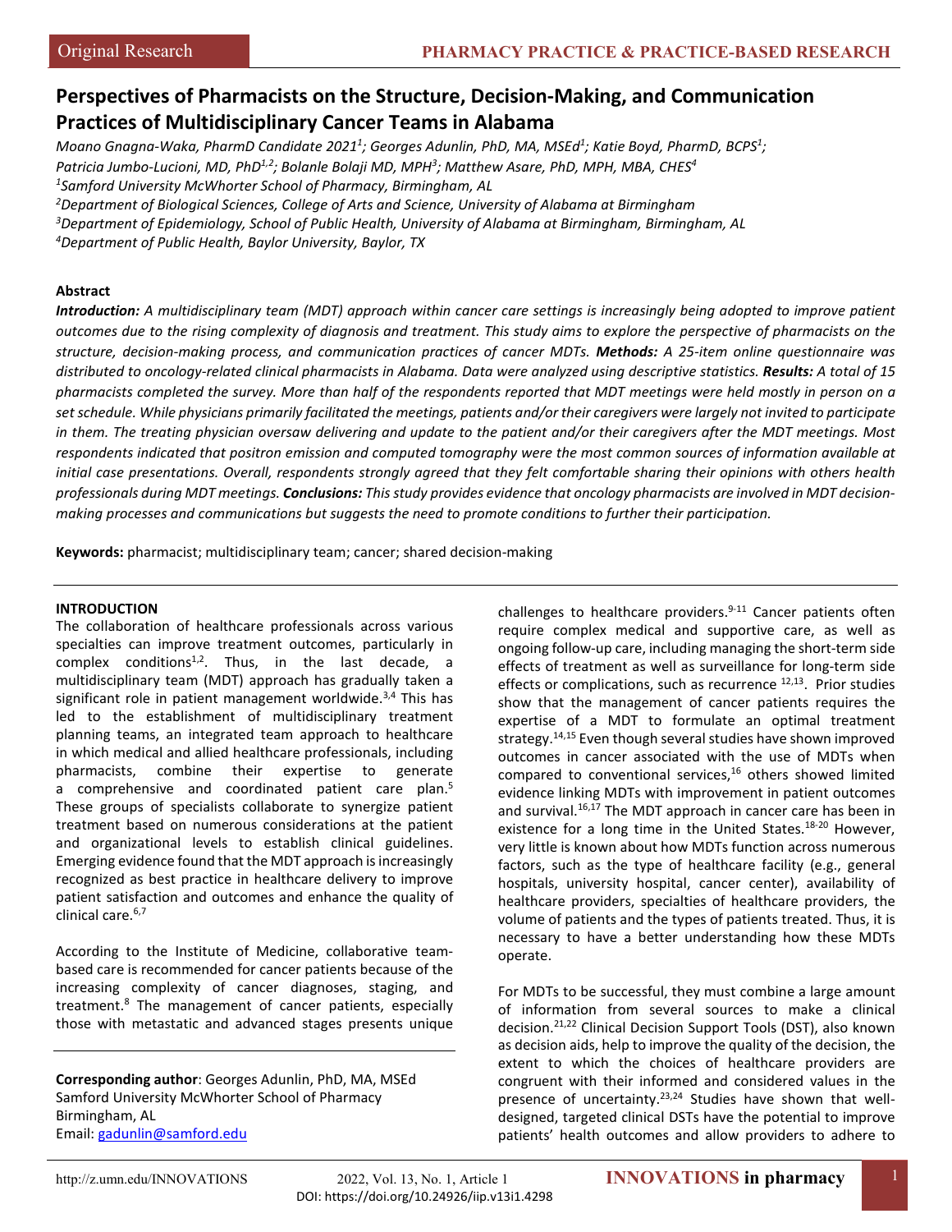# Perspectives of Pharmacists on the Structure, Decision-Making, and Communication Practices of Multidisciplinary Cancer Teams in Alabama

*Moano Gnagna-Waka, PharmD Candidate 2021[1]; Georges Adunlin, PhD, MA, MSEd[1]; Katie Boyd, PharmD, BCPS[1]; Patricia Jumbo-Lucioni, MD, PhD[1,2]; Bolanle Bolaji MD, MPH[3]; Matthew Asare, PhD, MPH, MBA, CHES[4]*

*[1]Samford University McWhorter School of Pharmacy, Birmingham, AL*

*[2]Department of Biological Sciences, College of Arts and Science, University of Alabama at Birmingham*

*[3]Department of Epidemiology, School of Public Health, University of Alabama at Birmingham, Birmingham, AL*

*[4]Department of Public Health, Baylor University, Baylor, TX*

## Abstract

***Introduction:*** *A multidisciplinary team (MDT) approach within cancer care settings is increasingly being adopted to improve patient outcomes due to the rising complexity of diagnosis and treatment. This study aims to explore the perspective of pharmacists on the structure, decision-making process, and communication practices of cancer MDTs.* ***Methods:*** *A 25-item online questionnaire was distributed to oncology-related clinical pharmacists in Alabama. Data were analyzed using descriptive statistics.* ***Results:*** *A total of 15 pharmacists completed the survey. More than half of the respondents reported that MDT meetings were held mostly in person on a set schedule. While physicians primarily facilitated the meetings, patients and/or their caregivers were largely not invited to participate in them. The treating physician oversaw delivering and update to the patient and/or their caregivers after the MDT meetings. Most respondents indicated that positron emission and computed tomography were the most common sources of information available at initial case presentations. Overall, respondents strongly agreed that they felt comfortable sharing their opinions with others health professionals during MDT meetings.* ***Conclusions:*** *This study provides evidence that oncology pharmacists are involved in MDT decision-making processes and communications but suggests the need to promote conditions to further their participation.*

**Keywords:** pharmacist; multidisciplinary team; cancer; shared decision-making

## INTRODUCTION

The collaboration of healthcare professionals across various specialties can improve treatment outcomes, particularly in complex conditions[1,2]. Thus, in the last decade, a multidisciplinary team (MDT) approach has gradually taken a significant role in patient management worldwide.[3,4] This has led to the establishment of multidisciplinary treatment planning teams, an integrated team approach to healthcare in which medical and allied healthcare professionals, including pharmacists, combine their expertise to generate a comprehensive and coordinated patient care plan.[5] These groups of specialists collaborate to synergize patient treatment based on numerous considerations at the patient and organizational levels to establish clinical guidelines. Emerging evidence found that the MDT approach is increasingly recognized as best practice in healthcare delivery to improve patient satisfaction and outcomes and enhance the quality of clinical care.[6,7]

According to the Institute of Medicine, collaborative team-based care is recommended for cancer patients because of the increasing complexity of cancer diagnoses, staging, and treatment.[8] The management of cancer patients, especially those with metastatic and advanced stages presents unique challenges to healthcare providers.[9-11] Cancer patients often require complex medical and supportive care, as well as ongoing follow-up care, including managing the short-term side effects of treatment as well as surveillance for long-term side effects or complications, such as recurrence [12,13]. Prior studies show that the management of cancer patients requires the expertise of a MDT to formulate an optimal treatment strategy.[14,15] Even though several studies have shown improved outcomes in cancer associated with the use of MDTs when compared to conventional services,[16] others showed limited evidence linking MDTs with improvement in cancer patient outcomes and survival.[16,17] The MDT approach in cancer care has been in existence for a long time in the United States.[18-20] However, very little is known about how MDTs function across numerous factors, such as the type of healthcare facility (e.g., general hospitals, university hospital, cancer center), availability of healthcare providers, specialties of healthcare providers, the volume of patients and the types of patients treated. Thus, it is necessary to have a better understanding how these MDTs operate.

For MDTs to be successful, they must combine a large amount of information from several sources to make a clinical decision.[21,22] Clinical Decision Support Tools (DST), also known as decision aids, help to improve the quality of the decision, the extent to which the choices of healthcare providers are congruent with their informed and considered values in the presence of uncertainty.[23,24] Studies have shown that well-designed, targeted clinical DSTs have the potential to improve patients' health outcomes and allow providers to adhere to

**Corresponding author**: Georges Adunlin, PhD, MA, MSEd
Samford University McWhorter School of Pharmacy
Birmingham, AL
Email: gadunlin@samford.edu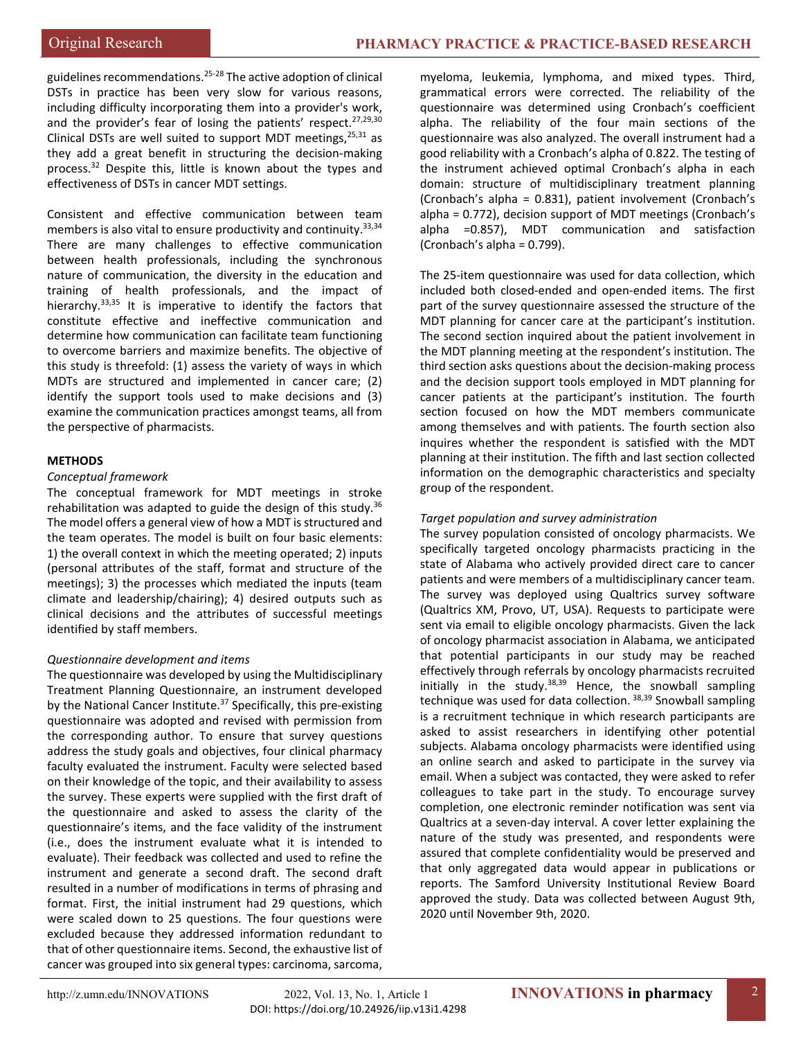guidelines recommendations.[25-28] The active adoption of clinical DSTs in practice has been very slow for various reasons, including difficulty incorporating them into a provider's work, and the provider's fear of losing the patients' respect.[27,29,30] Clinical DSTs are well suited to support MDT meetings,[25,31] as they add a great benefit in structuring the decision-making process.[32] Despite this, little is known about the types and effectiveness of DSTs in cancer MDT settings.

Consistent and effective communication between team members is also vital to ensure productivity and continuity.[33,34] There are many challenges to effective communication between health professionals, including the synchronous nature of communication, the diversity in the education and training of health professionals, and the impact of hierarchy.[33,35] It is imperative to identify the factors that constitute effective and ineffective communication and determine how communication can facilitate team functioning to overcome barriers and maximize benefits. The objective of this study is threefold: (1) assess the variety of ways in which MDTs are structured and implemented in cancer care; (2) identify the support tools used to make decisions and (3) examine the communication practices amongst teams, all from the perspective of pharmacists.

## METHODS

### *Conceptual framework*

The conceptual framework for MDT meetings in stroke rehabilitation was adapted to guide the design of this study.[36] The model offers a general view of how a MDT is structured and the team operates. The model is built on four basic elements: 1) the overall context in which the meeting operated; 2) inputs (personal attributes of the staff, format and structure of the meetings); 3) the processes which mediated the inputs (team climate and leadership/chairing); 4) desired outputs such as clinical decisions and the attributes of successful meetings identified by staff members.

### *Questionnaire development and items*

The questionnaire was developed by using the Multidisciplinary Treatment Planning Questionnaire, an instrument developed by the National Cancer Institute.[37] Specifically, this pre-existing questionnaire was adopted and revised with permission from the corresponding author. To ensure that survey questions address the study goals and objectives, four clinical pharmacy faculty evaluated the instrument. Faculty were selected based on their knowledge of the topic, and their availability to assess the survey. These experts were supplied with the first draft of the questionnaire and asked to assess the clarity of the questionnaire's items, and the face validity of the instrument (i.e., does the instrument evaluate what it is intended to evaluate). Their feedback was collected and used to refine the instrument and generate a second draft. The second draft resulted in a number of modifications in terms of phrasing and format. First, the initial instrument had 29 questions, which were scaled down to 25 questions. The four questions were excluded because they addressed information redundant to that of other questionnaire items. Second, the exhaustive list of cancer was grouped into six general types: carcinoma, sarcoma, myeloma, leukemia, lymphoma, and mixed types. Third, grammatical errors were corrected. The reliability of the questionnaire was determined using Cronbach's coefficient alpha. The reliability of the four main sections of the questionnaire was also analyzed. The overall instrument had a good reliability with a Cronbach's alpha of 0.822. The testing of the instrument achieved optimal Cronbach's alpha in each domain: structure of multidisciplinary treatment planning (Cronbach's alpha = 0.831), patient involvement (Cronbach's alpha = 0.772), decision support of MDT meetings (Cronbach's alpha =0.857), MDT communication and satisfaction (Cronbach's alpha = 0.799).

The 25-item questionnaire was used for data collection, which included both closed-ended and open-ended items. The first part of the survey questionnaire assessed the structure of the MDT planning for cancer care at the participant's institution. The second section inquired about the patient involvement in the MDT planning meeting at the respondent's institution. The third section asks questions about the decision-making process and the decision support tools employed in MDT planning for cancer patients at the participant's institution. The fourth section focused on how the MDT members communicate among themselves and with patients. The fourth section also inquires whether the respondent is satisfied with the MDT planning at their institution. The fifth and last section collected information on the demographic characteristics and specialty group of the respondent.

### *Target population and survey administration*

The survey population consisted of oncology pharmacists. We specifically targeted oncology pharmacists practicing in the state of Alabama who actively provided direct care to cancer patients and were members of a multidisciplinary cancer team. The survey was deployed using Qualtrics survey software (Qualtrics XM, Provo, UT, USA). Requests to participate were sent via email to eligible oncology pharmacists. Given the lack of oncology pharmacist association in Alabama, we anticipated that potential participants in our study may be reached effectively through referrals by oncology pharmacists recruited initially in the study.[38,39] Hence, the snowball sampling technique was used for data collection.[38,39] Snowball sampling is a recruitment technique in which research participants are asked to assist researchers in identifying other potential subjects. Alabama oncology pharmacists were identified using an online search and asked to participate in the survey via email. When a subject was contacted, they were asked to refer colleagues to take part in the study. To encourage survey completion, one electronic reminder notification was sent via Qualtrics at a seven-day interval. A cover letter explaining the nature of the study was presented, and respondents were assured that complete confidentiality would be preserved and that only aggregated data would appear in publications or reports. The Samford University Institutional Review Board approved the study. Data was collected between August 9th, 2020 until November 9th, 2020.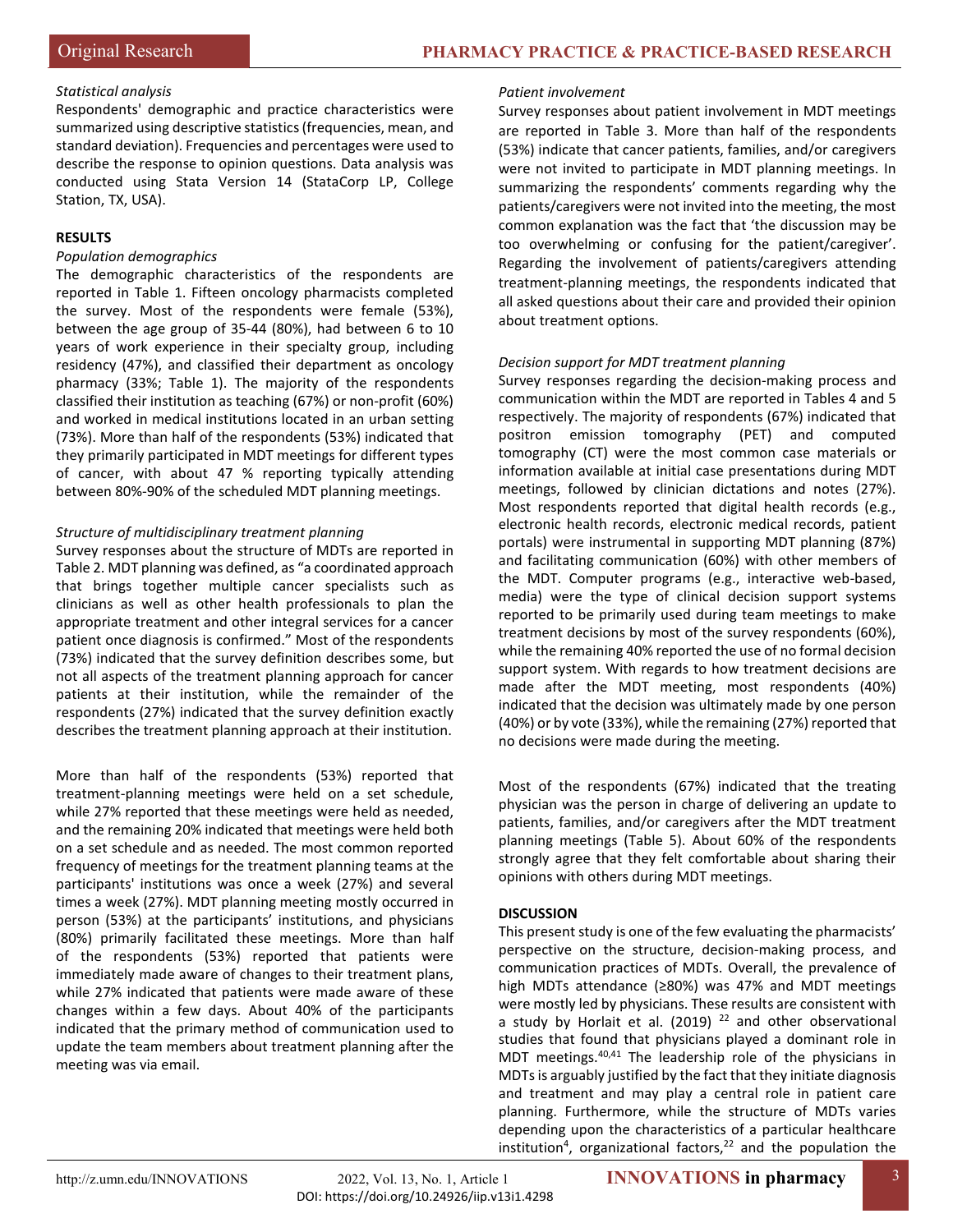*Statistical analysis*

Respondents' demographic and practice characteristics were summarized using descriptive statistics (frequencies, mean, and standard deviation). Frequencies and percentages were used to describe the response to opinion questions. Data analysis was conducted using Stata Version 14 (StataCorp LP, College Station, TX, USA).

**RESULTS**

*Population demographics*

The demographic characteristics of the respondents are reported in Table 1. Fifteen oncology pharmacists completed the survey. Most of the respondents were female (53%), between the age group of 35-44 (80%), had between 6 to 10 years of work experience in their specialty group, including residency (47%), and classified their department as oncology pharmacy (33%; Table 1). The majority of the respondents classified their institution as teaching (67%) or non-profit (60%) and worked in medical institutions located in an urban setting (73%). More than half of the respondents (53%) indicated that they primarily participated in MDT meetings for different types of cancer, with about 47 % reporting typically attending between 80%-90% of the scheduled MDT planning meetings.

*Structure of multidisciplinary treatment planning*

Survey responses about the structure of MDTs are reported in Table 2. MDT planning was defined, as "a coordinated approach that brings together multiple cancer specialists such as clinicians as well as other health professionals to plan the appropriate treatment and other integral services for a cancer patient once diagnosis is confirmed." Most of the respondents (73%) indicated that the survey definition describes some, but not all aspects of the treatment planning approach for cancer patients at their institution, while the remainder of the respondents (27%) indicated that the survey definition exactly describes the treatment planning approach at their institution.

More than half of the respondents (53%) reported that treatment-planning meetings were held on a set schedule, while 27% reported that these meetings were held as needed, and the remaining 20% indicated that meetings were held both on a set schedule and as needed. The most common reported frequency of meetings for the treatment planning teams at the participants' institutions was once a week (27%) and several times a week (27%). MDT planning meeting mostly occurred in person (53%) at the participants' institutions, and physicians (80%) primarily facilitated these meetings. More than half of the respondents (53%) reported that patients were immediately made aware of changes to their treatment plans, while 27% indicated that patients were made aware of these changes within a few days. About 40% of the participants indicated that the primary method of communication used to update the team members about treatment planning after the meeting was via email.

*Patient involvement*

Survey responses about patient involvement in MDT meetings are reported in Table 3. More than half of the respondents (53%) indicate that cancer patients, families, and/or caregivers were not invited to participate in MDT planning meetings. In summarizing the respondents' comments regarding why the patients/caregivers were not invited into the meeting, the most common explanation was the fact that 'the discussion may be too overwhelming or confusing for the patient/caregiver'. Regarding the involvement of patients/caregivers attending treatment-planning meetings, the respondents indicated that all asked questions about their care and provided their opinion about treatment options.

*Decision support for MDT treatment planning*

Survey responses regarding the decision-making process and communication within the MDT are reported in Tables 4 and 5 respectively. The majority of respondents (67%) indicated that positron emission tomography (PET) and computed tomography (CT) were the most common case materials or information available at initial case presentations during MDT meetings, followed by clinician dictations and notes (27%). Most respondents reported that digital health records (e.g., electronic health records, electronic medical records, patient portals) were instrumental in supporting MDT planning (87%) and facilitating communication (60%) with other members of the MDT. Computer programs (e.g., interactive web-based, media) were the type of clinical decision support systems reported to be primarily used during team meetings to make treatment decisions by most of the survey respondents (60%), while the remaining 40% reported the use of no formal decision support system. With regards to how treatment decisions are made after the MDT meeting, most respondents (40%) indicated that the decision was ultimately made by one person (40%) or by vote (33%), while the remaining (27%) reported that no decisions were made during the meeting.

Most of the respondents (67%) indicated that the treating physician was the person in charge of delivering an update to patients, families, and/or caregivers after the MDT treatment planning meetings (Table 5). About 60% of the respondents strongly agree that they felt comfortable about sharing their opinions with others during MDT meetings.

**DISCUSSION**

This present study is one of the few evaluating the pharmacists' perspective on the structure, decision-making process, and communication practices of MDTs. Overall, the prevalence of high MDTs attendance (≥80%) was 47% and MDT meetings were mostly led by physicians. These results are consistent with a study by Horlait et al. (2019) [22] and other observational studies that found that physicians played a dominant role in MDT meetings.[40,41] The leadership role of the physicians in MDTs is arguably justified by the fact that they initiate diagnosis and treatment and may play a central role in patient care planning. Furthermore, while the structure of MDTs varies depending upon the characteristics of a particular healthcare institution[4], organizational factors,[22] and the population the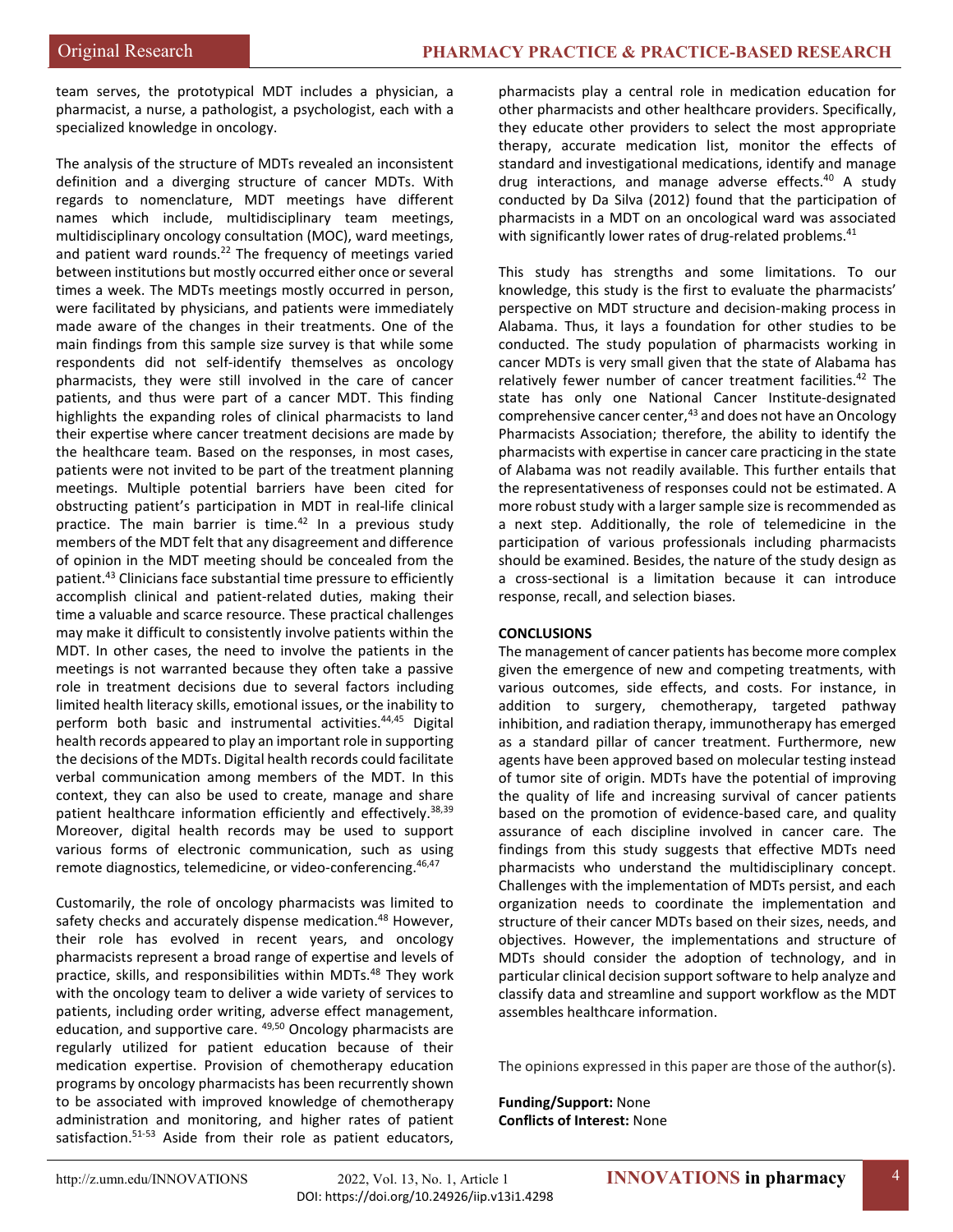team serves, the prototypical MDT includes a physician, a pharmacist, a nurse, a pathologist, a psychologist, each with a specialized knowledge in oncology.

The analysis of the structure of MDTs revealed an inconsistent definition and a diverging structure of cancer MDTs. With regards to nomenclature, MDT meetings have different names which include, multidisciplinary team meetings, multidisciplinary oncology consultation (MOC), ward meetings, and patient ward rounds.[22] The frequency of meetings varied between institutions but mostly occurred either once or several times a week. The MDTs meetings mostly occurred in person, were facilitated by physicians, and patients were immediately made aware of the changes in their treatments. One of the main findings from this sample size survey is that while some respondents did not self-identify themselves as oncology pharmacists, they were still involved in the care of cancer patients, and thus were part of a cancer MDT. This finding highlights the expanding roles of clinical pharmacists to land their expertise where cancer treatment decisions are made by the healthcare team. Based on the responses, in most cases, patients were not invited to be part of the treatment planning meetings. Multiple potential barriers have been cited for obstructing patient's participation in MDT in real-life clinical practice. The main barrier is time.[42] In a previous study members of the MDT felt that any disagreement and difference of opinion in the MDT meeting should be concealed from the patient.[43] Clinicians face substantial time pressure to efficiently accomplish clinical and patient-related duties, making their time a valuable and scarce resource. These practical challenges may make it difficult to consistently involve patients within the MDT. In other cases, the need to involve the patients in the meetings is not warranted because they often take a passive role in treatment decisions due to several factors including limited health literacy skills, emotional issues, or the inability to perform both basic and instrumental activities.[44,45] Digital health records appeared to play an important role in supporting the decisions of the MDTs. Digital health records could facilitate verbal communication among members of the MDT. In this context, they can also be used to create, manage and share patient healthcare information efficiently and effectively.[38,39] Moreover, digital health records may be used to support various forms of electronic communication, such as using remote diagnostics, telemedicine, or video-conferencing.[46,47]

Customarily, the role of oncology pharmacists was limited to safety checks and accurately dispense medication.[48] However, their role has evolved in recent years, and oncology pharmacists represent a broad range of expertise and levels of practice, skills, and responsibilities within MDTs.[48] They work with the oncology team to deliver a wide variety of services to patients, including order writing, adverse effect management, education, and supportive care.[49,50] Oncology pharmacists are regularly utilized for patient education because of their medication expertise. Provision of chemotherapy education programs by oncology pharmacists has been recurrently shown to be associated with improved knowledge of chemotherapy administration and monitoring, and higher rates of patient satisfaction.[51-53] Aside from their role as patient educators, pharmacists play a central role in medication education for other pharmacists and other healthcare providers. Specifically, they educate other providers to select the most appropriate therapy, accurate medication list, monitor the effects of standard and investigational medications, identify and manage drug interactions, and manage adverse effects.[40] A study conducted by Da Silva (2012) found that the participation of pharmacists in a MDT on an oncological ward was associated with significantly lower rates of drug-related problems.[41]

This study has strengths and some limitations. To our knowledge, this study is the first to evaluate the pharmacists' perspective on MDT structure and decision-making process in Alabama. Thus, it lays a foundation for other studies to be conducted. The study population of pharmacists working in cancer MDTs is very small given that the state of Alabama has relatively fewer number of cancer treatment facilities.[42] The state has only one National Cancer Institute-designated comprehensive cancer center,[43] and does not have an Oncology Pharmacists Association; therefore, the ability to identify the pharmacists with expertise in cancer care practicing in the state of Alabama was not readily available. This further entails that the representativeness of responses could not be estimated. A more robust study with a larger sample size is recommended as a next step. Additionally, the role of telemedicine in the participation of various professionals including pharmacists should be examined. Besides, the nature of the study design as a cross-sectional is a limitation because it can introduce response, recall, and selection biases.

## CONCLUSIONS

The management of cancer patients has become more complex given the emergence of new and competing treatments, with various outcomes, side effects, and costs. For instance, in addition to surgery, chemotherapy, targeted pathway inhibition, and radiation therapy, immunotherapy has emerged as a standard pillar of cancer treatment. Furthermore, new agents have been approved based on molecular testing instead of tumor site of origin. MDTs have the potential of improving the quality of life and increasing survival of cancer patients based on the promotion of evidence-based care, and quality assurance of each discipline involved in cancer care. The findings from this study suggests that effective MDTs need pharmacists who understand the multidisciplinary concept. Challenges with the implementation of MDTs persist, and each organization needs to coordinate the implementation and structure of their cancer MDTs based on their sizes, needs, and objectives. However, the implementations and structure of MDTs should consider the adoption of technology, and in particular clinical decision support software to help analyze and classify data and streamline and support workflow as the MDT assembles healthcare information.

The opinions expressed in this paper are those of the author(s).

**Funding/Support:** None
**Conflicts of Interest:** None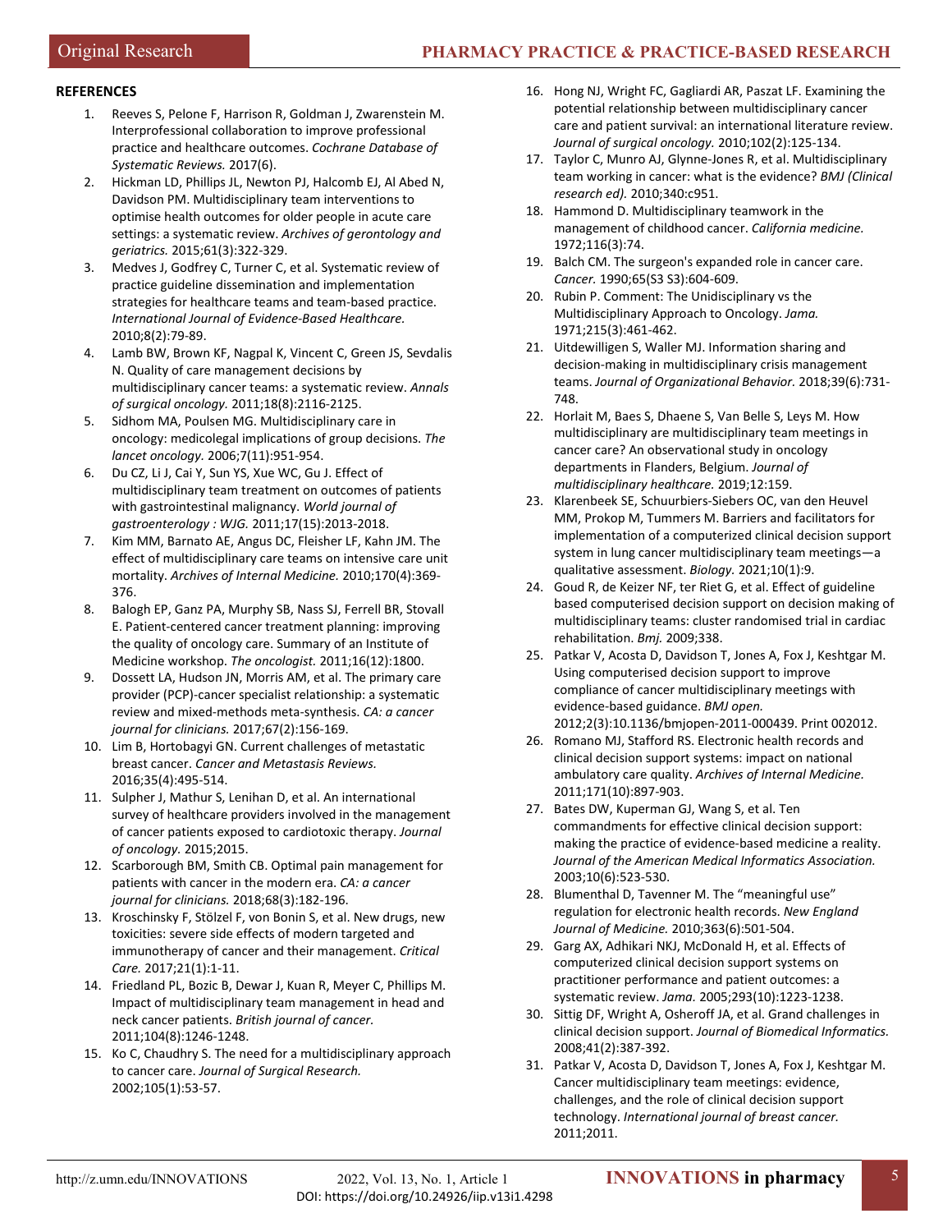**REFERENCES**

1. Reeves S, Pelone F, Harrison R, Goldman J, Zwarenstein M. Interprofessional collaboration to improve professional practice and healthcare outcomes. *Cochrane Database of Systematic Reviews.* 2017(6).
2. Hickman LD, Phillips JL, Newton PJ, Halcomb EJ, Al Abed N, Davidson PM. Multidisciplinary team interventions to optimise health outcomes for older people in acute care settings: a systematic review. *Archives of gerontology and geriatrics.* 2015;61(3):322-329.
3. Medves J, Godfrey C, Turner C, et al. Systematic review of practice guideline dissemination and implementation strategies for healthcare teams and team-based practice. *International Journal of Evidence-Based Healthcare.* 2010;8(2):79-89.
4. Lamb BW, Brown KF, Nagpal K, Vincent C, Green JS, Sevdalis N. Quality of care management decisions by multidisciplinary cancer teams: a systematic review. *Annals of surgical oncology.* 2011;18(8):2116-2125.
5. Sidhom MA, Poulsen MG. Multidisciplinary care in oncology: medicolegal implications of group decisions. *The lancet oncology.* 2006;7(11):951-954.
6. Du CZ, Li J, Cai Y, Sun YS, Xue WC, Gu J. Effect of multidisciplinary team treatment on outcomes of patients with gastrointestinal malignancy. *World journal of gastroenterology : WJG.* 2011;17(15):2013-2018.
7. Kim MM, Barnato AE, Angus DC, Fleisher LF, Kahn JM. The effect of multidisciplinary care teams on intensive care unit mortality. *Archives of Internal Medicine.* 2010;170(4):369-376.
8. Balogh EP, Ganz PA, Murphy SB, Nass SJ, Ferrell BR, Stovall E. Patient-centered cancer treatment planning: improving the quality of oncology care. Summary of an Institute of Medicine workshop. *The oncologist.* 2011;16(12):1800.
9. Dossett LA, Hudson JN, Morris AM, et al. The primary care provider (PCP)-cancer specialist relationship: a systematic review and mixed-methods meta-synthesis. *CA: a cancer journal for clinicians.* 2017;67(2):156-169.
10. Lim B, Hortobagyi GN. Current challenges of metastatic breast cancer. *Cancer and Metastasis Reviews.* 2016;35(4):495-514.
11. Sulpher J, Mathur S, Lenihan D, et al. An international survey of healthcare providers involved in the management of cancer patients exposed to cardiotoxic therapy. *Journal of oncology.* 2015;2015.
12. Scarborough BM, Smith CB. Optimal pain management for patients with cancer in the modern era. *CA: a cancer journal for clinicians.* 2018;68(3):182-196.
13. Kroschinsky F, Stölzel F, von Bonin S, et al. New drugs, new toxicities: severe side effects of modern targeted and immunotherapy of cancer and their management. *Critical Care.* 2017;21(1):1-11.
14. Friedland PL, Bozic B, Dewar J, Kuan R, Meyer C, Phillips M. Impact of multidisciplinary team management in head and neck cancer patients. *British journal of cancer.* 2011;104(8):1246-1248.
15. Ko C, Chaudhry S. The need for a multidisciplinary approach to cancer care. *Journal of Surgical Research.* 2002;105(1):53-57.
16. Hong NJ, Wright FC, Gagliardi AR, Paszat LF. Examining the potential relationship between multidisciplinary cancer care and patient survival: an international literature review. *Journal of surgical oncology.* 2010;102(2):125-134.
17. Taylor C, Munro AJ, Glynne-Jones R, et al. Multidisciplinary team working in cancer: what is the evidence? *BMJ (Clinical research ed).* 2010;340:c951.
18. Hammond D. Multidisciplinary teamwork in the management of childhood cancer. *California medicine.* 1972;116(3):74.
19. Balch CM. The surgeon's expanded role in cancer care. *Cancer.* 1990;65(S3 S3):604-609.
20. Rubin P. Comment: The Unidisciplinary vs the Multidisciplinary Approach to Oncology. *Jama.* 1971;215(3):461-462.
21. Uitdewilligen S, Waller MJ. Information sharing and decision-making in multidisciplinary crisis management teams. *Journal of Organizational Behavior.* 2018;39(6):731-748.
22. Horlait M, Baes S, Dhaene S, Van Belle S, Leys M. How multidisciplinary are multidisciplinary team meetings in cancer care? An observational study in oncology departments in Flanders, Belgium. *Journal of multidisciplinary healthcare.* 2019;12:159.
23. Klarenbeek SE, Schuurbiers-Siebers OC, van den Heuvel MM, Prokop M, Tummers M. Barriers and facilitators for implementation of a computerized clinical decision support system in lung cancer multidisciplinary team meetings—a qualitative assessment. *Biology.* 2021;10(1):9.
24. Goud R, de Keizer NF, ter Riet G, et al. Effect of guideline based computerised decision support on decision making of multidisciplinary teams: cluster randomised trial in cardiac rehabilitation. *Bmj.* 2009;338.
25. Patkar V, Acosta D, Davidson T, Jones A, Fox J, Keshtgar M. Using computerised decision support to improve compliance of cancer multidisciplinary meetings with evidence-based guidance. *BMJ open.* 2012;2(3):10.1136/bmjopen-2011-000439. Print 002012.
26. Romano MJ, Stafford RS. Electronic health records and clinical decision support systems: impact on national ambulatory care quality. *Archives of Internal Medicine.* 2011;171(10):897-903.
27. Bates DW, Kuperman GJ, Wang S, et al. Ten commandments for effective clinical decision support: making the practice of evidence-based medicine a reality. *Journal of the American Medical Informatics Association.* 2003;10(6):523-530.
28. Blumenthal D, Tavenner M. The "meaningful use" regulation for electronic health records. *New England Journal of Medicine.* 2010;363(6):501-504.
29. Garg AX, Adhikari NKJ, McDonald H, et al. Effects of computerized clinical decision support systems on practitioner performance and patient outcomes: a systematic review. *Jama.* 2005;293(10):1223-1238.
30. Sittig DF, Wright A, Osheroff JA, et al. Grand challenges in clinical decision support. *Journal of Biomedical Informatics.* 2008;41(2):387-392.
31. Patkar V, Acosta D, Davidson T, Jones A, Fox J, Keshtgar M. Cancer multidisciplinary team meetings: evidence, challenges, and the role of clinical decision support technology. *International journal of breast cancer.* 2011;2011.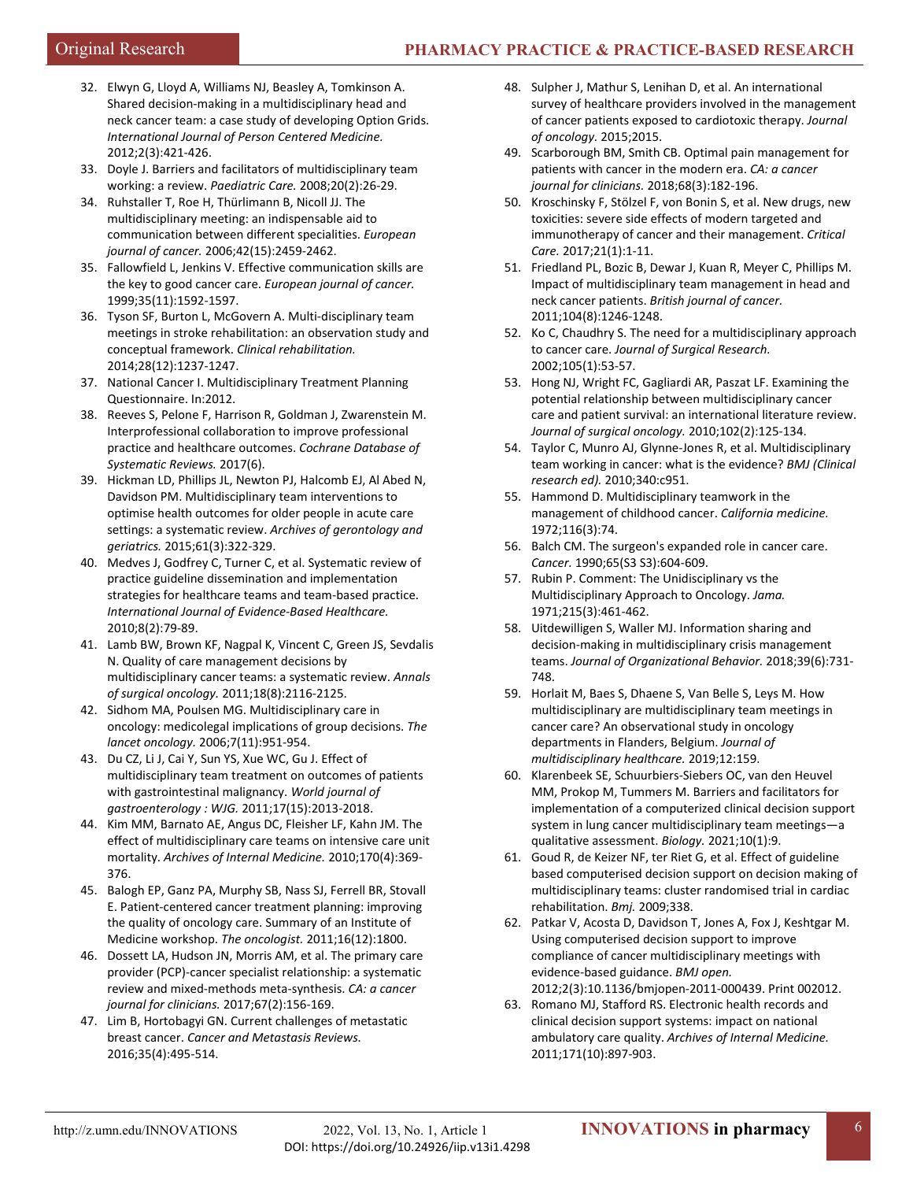32. Elwyn G, Lloyd A, Williams NJ, Beasley A, Tomkinson A. Shared decision-making in a multidisciplinary head and neck cancer team: a case study of developing Option Grids. *International Journal of Person Centered Medicine.* 2012;2(3):421-426.
33. Doyle J. Barriers and facilitators of multidisciplinary team working: a review. *Paediatric Care.* 2008;20(2):26-29.
34. Ruhstaller T, Roe H, Thürlimann B, Nicoll JJ. The multidisciplinary meeting: an indispensable aid to communication between different specialities. *European journal of cancer.* 2006;42(15):2459-2462.
35. Fallowfield L, Jenkins V. Effective communication skills are the key to good cancer care. *European journal of cancer.* 1999;35(11):1592-1597.
36. Tyson SF, Burton L, McGovern A. Multi-disciplinary team meetings in stroke rehabilitation: an observation study and conceptual framework. *Clinical rehabilitation.* 2014;28(12):1237-1247.
37. National Cancer I. Multidisciplinary Treatment Planning Questionnaire. In:2012.
38. Reeves S, Pelone F, Harrison R, Goldman J, Zwarenstein M. Interprofessional collaboration to improve professional practice and healthcare outcomes. *Cochrane Database of Systematic Reviews.* 2017(6).
39. Hickman LD, Phillips JL, Newton PJ, Halcomb EJ, Al Abed N, Davidson PM. Multidisciplinary team interventions to optimise health outcomes for older people in acute care settings: a systematic review. *Archives of gerontology and geriatrics.* 2015;61(3):322-329.
40. Medves J, Godfrey C, Turner C, et al. Systematic review of practice guideline dissemination and implementation strategies for healthcare teams and team-based practice. *International Journal of Evidence-Based Healthcare.* 2010;8(2):79-89.
41. Lamb BW, Brown KF, Nagpal K, Vincent C, Green JS, Sevdalis N. Quality of care management decisions by multidisciplinary cancer teams: a systematic review. *Annals of surgical oncology.* 2011;18(8):2116-2125.
42. Sidhom MA, Poulsen MG. Multidisciplinary care in oncology: medicolegal implications of group decisions. *The lancet oncology.* 2006;7(11):951-954.
43. Du CZ, Li J, Cai Y, Sun YS, Xue WC, Gu J. Effect of multidisciplinary team treatment on outcomes of patients with gastrointestinal malignancy. *World journal of gastroenterology : WJG.* 2011;17(15):2013-2018.
44. Kim MM, Barnato AE, Angus DC, Fleisher LF, Kahn JM. The effect of multidisciplinary care teams on intensive care unit mortality. *Archives of Internal Medicine.* 2010;170(4):369-376.
45. Balogh EP, Ganz PA, Murphy SB, Nass SJ, Ferrell BR, Stovall E. Patient-centered cancer treatment planning: improving the quality of oncology care. Summary of an Institute of Medicine workshop. *The oncologist.* 2011;16(12):1800.
46. Dossett LA, Hudson JN, Morris AM, et al. The primary care provider (PCP)-cancer specialist relationship: a systematic review and mixed-methods meta-synthesis. *CA: a cancer journal for clinicians.* 2017;67(2):156-169.
47. Lim B, Hortobagyi GN. Current challenges of metastatic breast cancer. *Cancer and Metastasis Reviews.* 2016;35(4):495-514.
48. Sulpher J, Mathur S, Lenihan D, et al. An international survey of healthcare providers involved in the management of cancer patients exposed to cardiotoxic therapy. *Journal of oncology.* 2015;2015.
49. Scarborough BM, Smith CB. Optimal pain management for patients with cancer in the modern era. *CA: a cancer journal for clinicians.* 2018;68(3):182-196.
50. Kroschinsky F, Stölzel F, von Bonin S, et al. New drugs, new toxicities: severe side effects of modern targeted and immunotherapy of cancer and their management. *Critical Care.* 2017;21(1):1-11.
51. Friedland PL, Bozic B, Dewar J, Kuan R, Meyer C, Phillips M. Impact of multidisciplinary team management in head and neck cancer patients. *British journal of cancer.* 2011;104(8):1246-1248.
52. Ko C, Chaudhry S. The need for a multidisciplinary approach to cancer care. *Journal of Surgical Research.* 2002;105(1):53-57.
53. Hong NJ, Wright FC, Gagliardi AR, Paszat LF. Examining the potential relationship between multidisciplinary cancer care and patient survival: an international literature review. *Journal of surgical oncology.* 2010;102(2):125-134.
54. Taylor C, Munro AJ, Glynne-Jones R, et al. Multidisciplinary team working in cancer: what is the evidence? *BMJ (Clinical research ed).* 2010;340:c951.
55. Hammond D. Multidisciplinary teamwork in the management of childhood cancer. *California medicine.* 1972;116(3):74.
56. Balch CM. The surgeon's expanded role in cancer care. *Cancer.* 1990;65(S3 S3):604-609.
57. Rubin P. Comment: The Unidisciplinary vs the Multidisciplinary Approach to Oncology. *Jama.* 1971;215(3):461-462.
58. Uitdewilligen S, Waller MJ. Information sharing and decision-making in multidisciplinary crisis management teams. *Journal of Organizational Behavior.* 2018;39(6):731-748.
59. Horlait M, Baes S, Dhaene S, Van Belle S, Leys M. How multidisciplinary are multidisciplinary team meetings in cancer care? An observational study in oncology departments in Flanders, Belgium. *Journal of multidisciplinary healthcare.* 2019;12:159.
60. Klarenbeek SE, Schuurbiers-Siebers OC, van den Heuvel MM, Prokop M, Tummers M. Barriers and facilitators for implementation of a computerized clinical decision support system in lung cancer multidisciplinary team meetings—a qualitative assessment. *Biology.* 2021;10(1):9.
61. Goud R, de Keizer NF, ter Riet G, et al. Effect of guideline based computerised decision support on decision making of multidisciplinary teams: cluster randomised trial in cardiac rehabilitation. *Bmj.* 2009;338.
62. Patkar V, Acosta D, Davidson T, Jones A, Fox J, Keshtgar M. Using computerised decision support to improve compliance of cancer multidisciplinary meetings with evidence-based guidance. *BMJ open.* 2012;2(3):10.1136/bmjopen-2011-000439. Print 002012.
63. Romano MJ, Stafford RS. Electronic health records and clinical decision support systems: impact on national ambulatory care quality. *Archives of Internal Medicine.* 2011;171(10):897-903.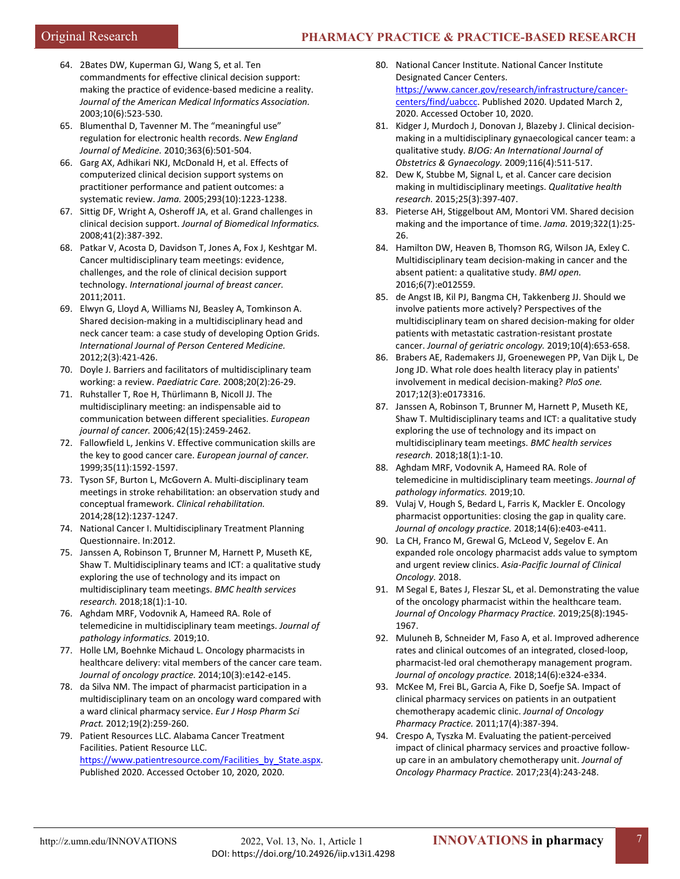64. 2Bates DW, Kuperman GJ, Wang S, et al. Ten commandments for effective clinical decision support: making the practice of evidence-based medicine a reality. *Journal of the American Medical Informatics Association.* 2003;10(6):523-530.
65. Blumenthal D, Tavenner M. The "meaningful use" regulation for electronic health records. *New England Journal of Medicine.* 2010;363(6):501-504.
66. Garg AX, Adhikari NKJ, McDonald H, et al. Effects of computerized clinical decision support systems on practitioner performance and patient outcomes: a systematic review. *Jama.* 2005;293(10):1223-1238.
67. Sittig DF, Wright A, Osheroff JA, et al. Grand challenges in clinical decision support. *Journal of Biomedical Informatics.* 2008;41(2):387-392.
68. Patkar V, Acosta D, Davidson T, Jones A, Fox J, Keshtgar M. Cancer multidisciplinary team meetings: evidence, challenges, and the role of clinical decision support technology. *International journal of breast cancer.* 2011;2011.
69. Elwyn G, Lloyd A, Williams NJ, Beasley A, Tomkinson A. Shared decision-making in a multidisciplinary head and neck cancer team: a case study of developing Option Grids. *International Journal of Person Centered Medicine.* 2012;2(3):421-426.
70. Doyle J. Barriers and facilitators of multidisciplinary team working: a review. *Paediatric Care.* 2008;20(2):26-29.
71. Ruhstaller T, Roe H, Thürlimann B, Nicoll JJ. The multidisciplinary meeting: an indispensable aid to communication between different specialities. *European journal of cancer.* 2006;42(15):2459-2462.
72. Fallowfield L, Jenkins V. Effective communication skills are the key to good cancer care. *European journal of cancer.* 1999;35(11):1592-1597.
73. Tyson SF, Burton L, McGovern A. Multi-disciplinary team meetings in stroke rehabilitation: an observation study and conceptual framework. *Clinical rehabilitation.* 2014;28(12):1237-1247.
74. National Cancer I. Multidisciplinary Treatment Planning Questionnaire. In:2012.
75. Janssen A, Robinson T, Brunner M, Harnett P, Museth KE, Shaw T. Multidisciplinary teams and ICT: a qualitative study exploring the use of technology and its impact on multidisciplinary team meetings. *BMC health services research.* 2018;18(1):1-10.
76. Aghdam MRF, Vodovnik A, Hameed RA. Role of telemedicine in multidisciplinary team meetings. *Journal of pathology informatics.* 2019;10.
77. Holle LM, Boehnke Michaud L. Oncology pharmacists in healthcare delivery: vital members of the cancer care team. *Journal of oncology practice.* 2014;10(3):e142-e145.
78. da Silva NM. The impact of pharmacist participation in a multidisciplinary team on an oncology ward compared with a ward clinical pharmacy service. *Eur J Hosp Pharm Sci Pract.* 2012;19(2):259-260.
79. Patient Resources LLC. Alabama Cancer Treatment Facilities. Patient Resource LLC. https://www.patientresource.com/Facilities_by_State.aspx. Published 2020. Accessed October 10, 2020, 2020.
80. National Cancer Institute. National Cancer Institute Designated Cancer Centers. https://www.cancer.gov/research/infrastructure/cancer-centers/find/uabccc. Published 2020. Updated March 2, 2020. Accessed October 10, 2020.
81. Kidger J, Murdoch J, Donovan J, Blazeby J. Clinical decision-making in a multidisciplinary gynaecological cancer team: a qualitative study. *BJOG: An International Journal of Obstetrics & Gynaecology.* 2009;116(4):511-517.
82. Dew K, Stubbe M, Signal L, et al. Cancer care decision making in multidisciplinary meetings. *Qualitative health research.* 2015;25(3):397-407.
83. Pieterse AH, Stiggelbout AM, Montori VM. Shared decision making and the importance of time. *Jama.* 2019;322(1):25-26.
84. Hamilton DW, Heaven B, Thomson RG, Wilson JA, Exley C. Multidisciplinary team decision-making in cancer and the absent patient: a qualitative study. *BMJ open.* 2016;6(7):e012559.
85. de Angst IB, Kil PJ, Bangma CH, Takkenberg JJ. Should we involve patients more actively? Perspectives of the multidisciplinary team on shared decision-making for older patients with metastatic castration-resistant prostate cancer. *Journal of geriatric oncology.* 2019;10(4):653-658.
86. Brabers AE, Rademakers JJ, Groenewegen PP, Van Dijk L, De Jong JD. What role does health literacy play in patients' involvement in medical decision-making? *PloS one.* 2017;12(3):e0173316.
87. Janssen A, Robinson T, Brunner M, Harnett P, Museth KE, Shaw T. Multidisciplinary teams and ICT: a qualitative study exploring the use of technology and its impact on multidisciplinary team meetings. *BMC health services research.* 2018;18(1):1-10.
88. Aghdam MRF, Vodovnik A, Hameed RA. Role of telemedicine in multidisciplinary team meetings. *Journal of pathology informatics.* 2019;10.
89. Vulaj V, Hough S, Bedard L, Farris K, Mackler E. Oncology pharmacist opportunities: closing the gap in quality care. *Journal of oncology practice.* 2018;14(6):e403-e411.
90. La CH, Franco M, Grewal G, McLeod V, Segelov E. An expanded role oncology pharmacist adds value to symptom and urgent review clinics. *Asia-Pacific Journal of Clinical Oncology.* 2018.
91. M Segal E, Bates J, Fleszar SL, et al. Demonstrating the value of the oncology pharmacist within the healthcare team. *Journal of Oncology Pharmacy Practice.* 2019;25(8):1945-1967.
92. Muluneh B, Schneider M, Faso A, et al. Improved adherence rates and clinical outcomes of an integrated, closed-loop, pharmacist-led oral chemotherapy management program. *Journal of oncology practice.* 2018;14(6):e324-e334.
93. McKee M, Frei BL, Garcia A, Fike D, Soefje SA. Impact of clinical pharmacy services on patients in an outpatient chemotherapy academic clinic. *Journal of Oncology Pharmacy Practice.* 2011;17(4):387-394.
94. Crespo A, Tyszka M. Evaluating the patient-perceived impact of clinical pharmacy services and proactive follow-up care in an ambulatory chemotherapy unit. *Journal of Oncology Pharmacy Practice.* 2017;23(4):243-248.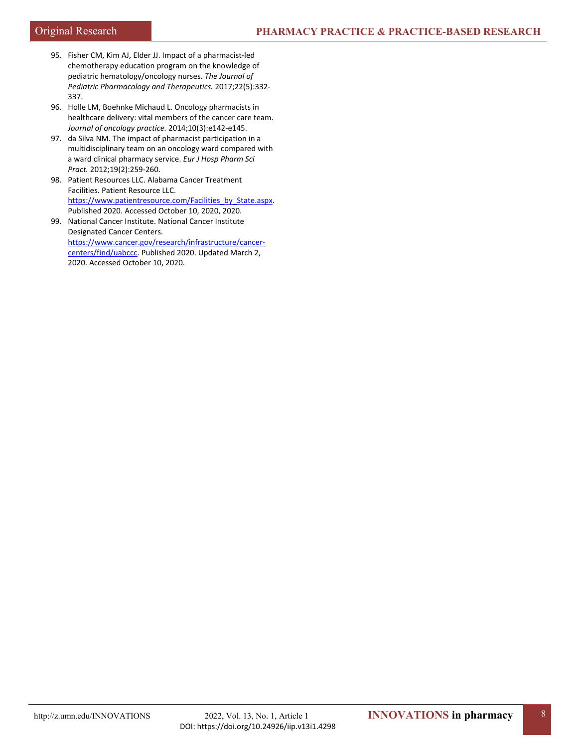95. Fisher CM, Kim AJ, Elder JJ. Impact of a pharmacist-led chemotherapy education program on the knowledge of pediatric hematology/oncology nurses. *The Journal of Pediatric Pharmacology and Therapeutics.* 2017;22(5):332-337.
96. Holle LM, Boehnke Michaud L. Oncology pharmacists in healthcare delivery: vital members of the cancer care team. *Journal of oncology practice.* 2014;10(3):e142-e145.
97. da Silva NM. The impact of pharmacist participation in a multidisciplinary team on an oncology ward compared with a ward clinical pharmacy service. *Eur J Hosp Pharm Sci Pract.* 2012;19(2):259-260.
98. Patient Resources LLC. Alabama Cancer Treatment Facilities. Patient Resource LLC. https://www.patientresource.com/Facilities_by_State.aspx. Published 2020. Accessed October 10, 2020, 2020.
99. National Cancer Institute. National Cancer Institute Designated Cancer Centers. https://www.cancer.gov/research/infrastructure/cancer-centers/find/uabccc. Published 2020. Updated March 2, 2020. Accessed October 10, 2020.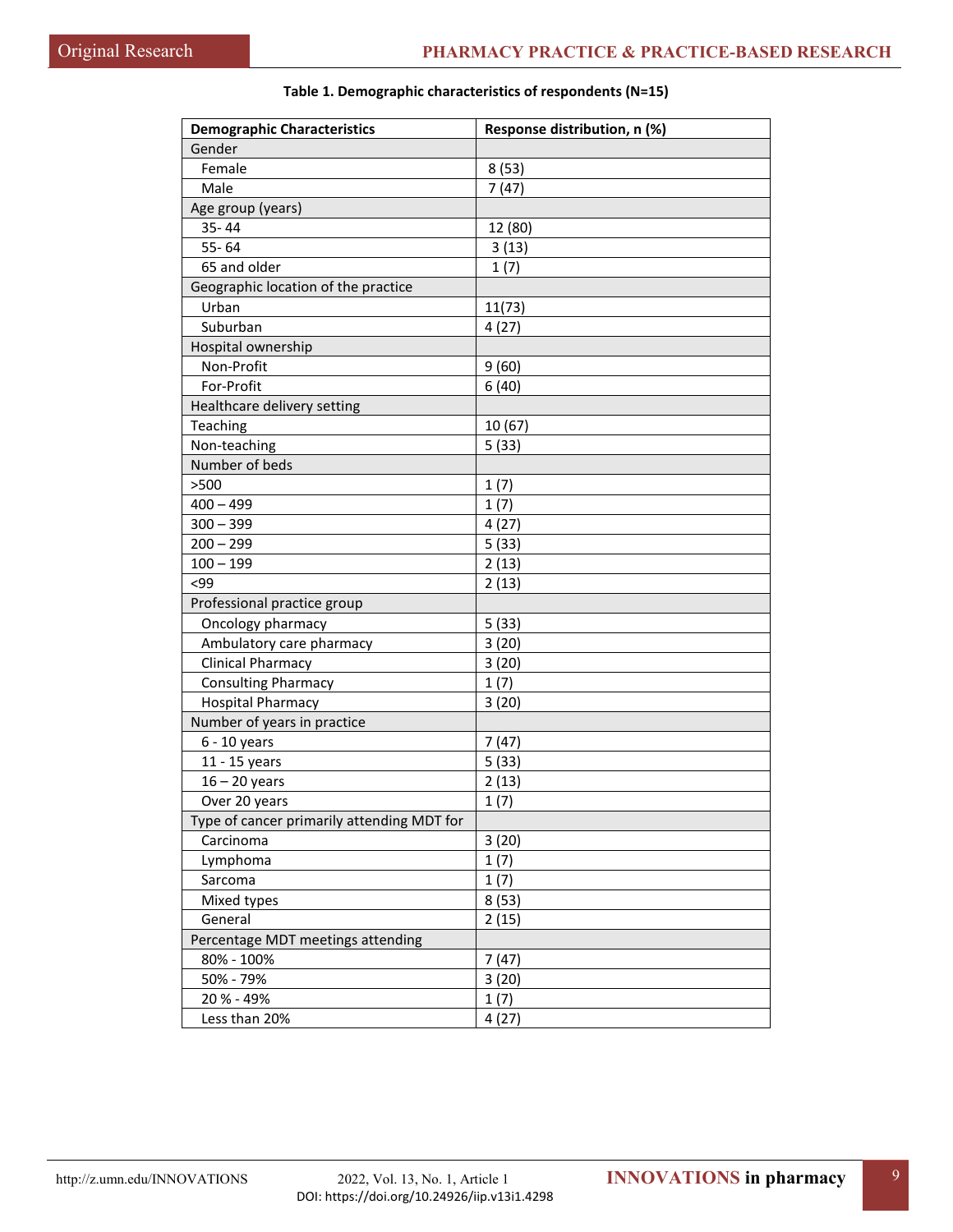**Table 1. Demographic characteristics of respondents (N=15)**

| Demographic Characteristics | Response distribution, n (%) |
|---|---|
| Gender | |
| Female | 8 (53) |
| Male | 7 (47) |
| Age group (years) | |
| 35- 44 | 12 (80) |
| 55- 64 | 3 (13) |
| 65 and older | 1 (7) |
| Geographic location of the practice | |
| Urban | 11(73) |
| Suburban | 4 (27) |
| Hospital ownership | |
| Non-Profit | 9 (60) |
| For-Profit | 6 (40) |
| Healthcare delivery setting | |
| Teaching | 10 (67) |
| Non-teaching | 5 (33) |
| Number of beds | |
| >500 | 1 (7) |
| 400 – 499 | 1 (7) |
| 300 – 399 | 4 (27) |
| 200 – 299 | 5 (33) |
| 100 – 199 | 2 (13) |
| <99 | 2 (13) |
| Professional practice group | |
| Oncology pharmacy | 5 (33) |
| Ambulatory care pharmacy | 3 (20) |
| Clinical Pharmacy | 3 (20) |
| Consulting Pharmacy | 1 (7) |
| Hospital Pharmacy | 3 (20) |
| Number of years in practice | |
| 6 - 10 years | 7 (47) |
| 11 - 15 years | 5 (33) |
| 16 – 20 years | 2 (13) |
| Over 20 years | 1 (7) |
| Type of cancer primarily attending MDT for | |
| Carcinoma | 3 (20) |
| Lymphoma | 1 (7) |
| Sarcoma | 1 (7) |
| Mixed types | 8 (53) |
| General | 2 (15) |
| Percentage MDT meetings attending | |
| 80% - 100% | 7 (47) |
| 50% - 79% | 3 (20) |
| 20 % - 49% | 1 (7) |
| Less than 20% | 4 (27) |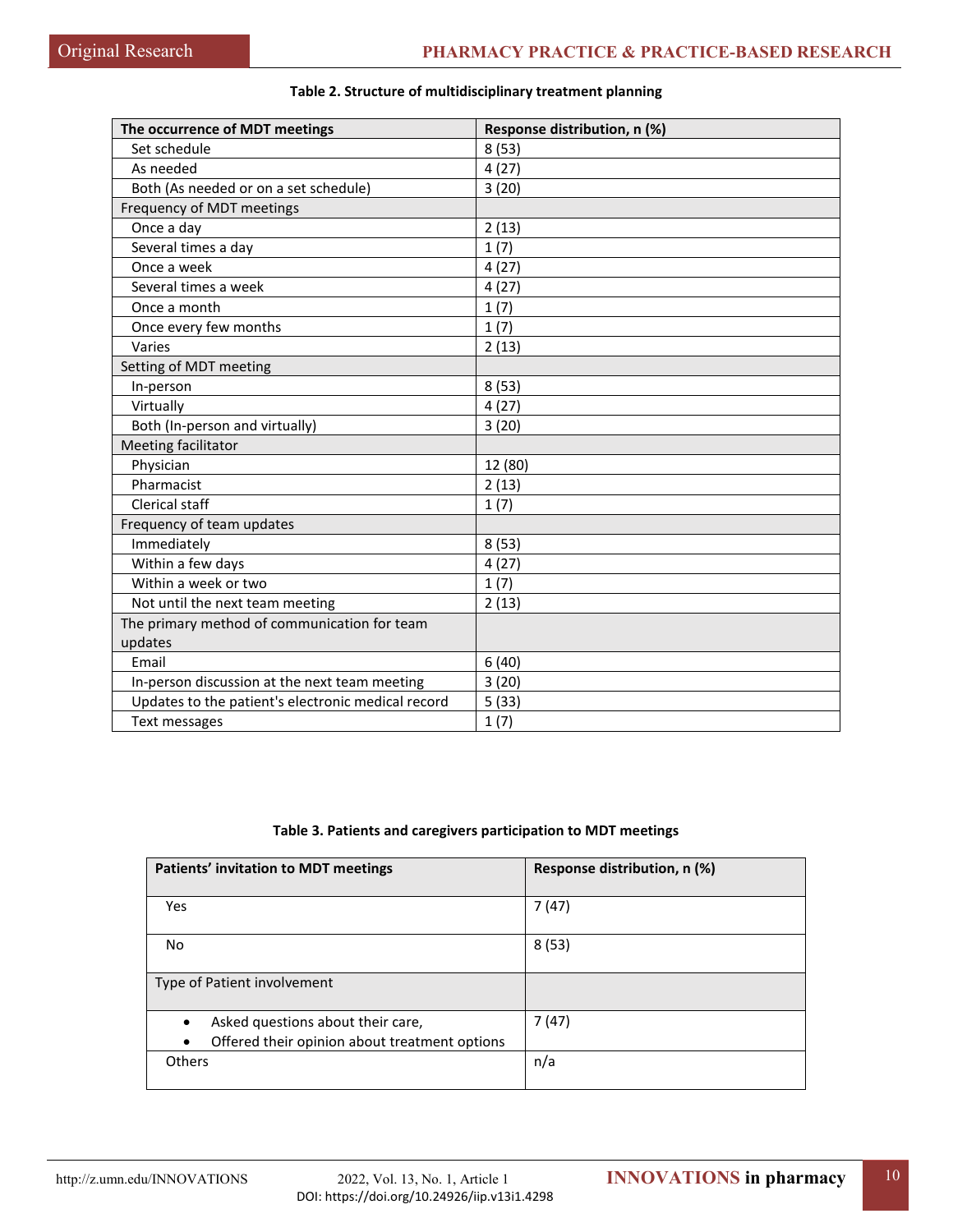**Table 2. Structure of multidisciplinary treatment planning**

| The occurrence of MDT meetings | Response distribution, n (%) |
|---|---|
| Set schedule | 8 (53) |
| As needed | 4 (27) |
| Both (As needed or on a set schedule) | 3 (20) |
| Frequency of MDT meetings | |
| Once a day | 2 (13) |
| Several times a day | 1 (7) |
| Once a week | 4 (27) |
| Several times a week | 4 (27) |
| Once a month | 1 (7) |
| Once every few months | 1 (7) |
| Varies | 2 (13) |
| Setting of MDT meeting | |
| In-person | 8 (53) |
| Virtually | 4 (27) |
| Both (In-person and virtually) | 3 (20) |
| Meeting facilitator | |
| Physician | 12 (80) |
| Pharmacist | 2 (13) |
| Clerical staff | 1 (7) |
| Frequency of team updates | |
| Immediately | 8 (53) |
| Within a few days | 4 (27) |
| Within a week or two | 1 (7) |
| Not until the next team meeting | 2 (13) |
| The primary method of communication for team updates | |
| Email | 6 (40) |
| In-person discussion at the next team meeting | 3 (20) |
| Updates to the patient's electronic medical record | 5 (33) |
| Text messages | 1 (7) |

**Table 3. Patients and caregivers participation to MDT meetings**

| Patients' invitation to MDT meetings | Response distribution, n (%) |
|---|---|
| Yes | 7 (47) |
| No | 8 (53) |
| Type of Patient involvement | |
| • Asked questions about their care, • Offered their opinion about treatment options | 7 (47) |
| Others | n/a |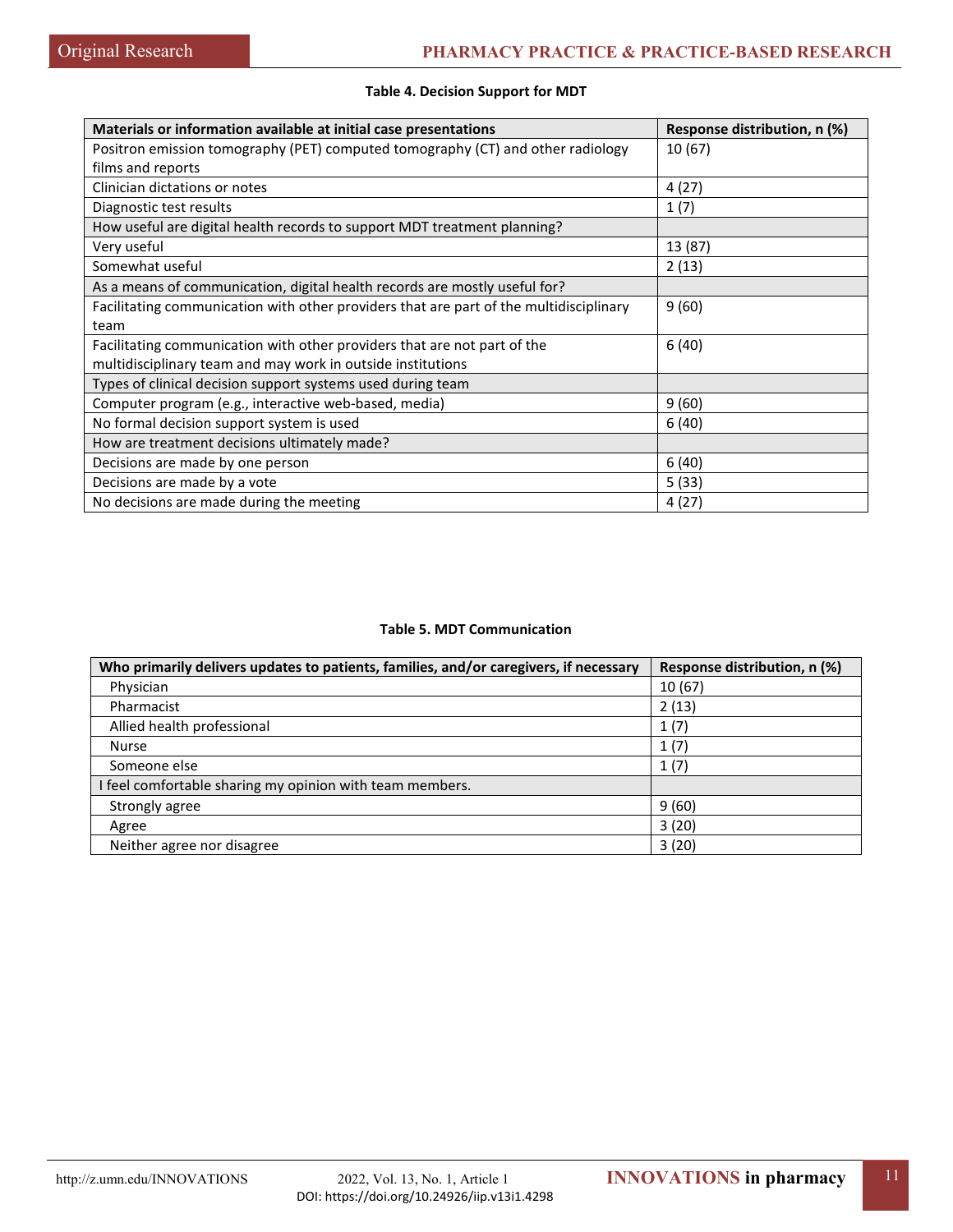**Table 4. Decision Support for MDT**

| Materials or information available at initial case presentations | Response distribution, n (%) |
|---|---|
| Positron emission tomography (PET) computed tomography (CT) and other radiology films and reports | 10 (67) |
| Clinician dictations or notes | 4 (27) |
| Diagnostic test results | 1 (7) |
| How useful are digital health records to support MDT treatment planning? | |
| Very useful | 13 (87) |
| Somewhat useful | 2 (13) |
| As a means of communication, digital health records are mostly useful for? | |
| Facilitating communication with other providers that are part of the multidisciplinary team | 9 (60) |
| Facilitating communication with other providers that are not part of the multidisciplinary team and may work in outside institutions | 6 (40) |
| Types of clinical decision support systems used during team | |
| Computer program (e.g., interactive web-based, media) | 9 (60) |
| No formal decision support system is used | 6 (40) |
| How are treatment decisions ultimately made? | |
| Decisions are made by one person | 6 (40) |
| Decisions are made by a vote | 5 (33) |
| No decisions are made during the meeting | 4 (27) |

**Table 5. MDT Communication**

| Who primarily delivers updates to patients, families, and/or caregivers, if necessary | Response distribution, n (%) |
|---|---|
| Physician | 10 (67) |
| Pharmacist | 2 (13) |
| Allied health professional | 1 (7) |
| Nurse | 1 (7) |
| Someone else | 1 (7) |
| I feel comfortable sharing my opinion with team members. | |
| Strongly agree | 9 (60) |
| Agree | 3 (20) |
| Neither agree nor disagree | 3 (20) |